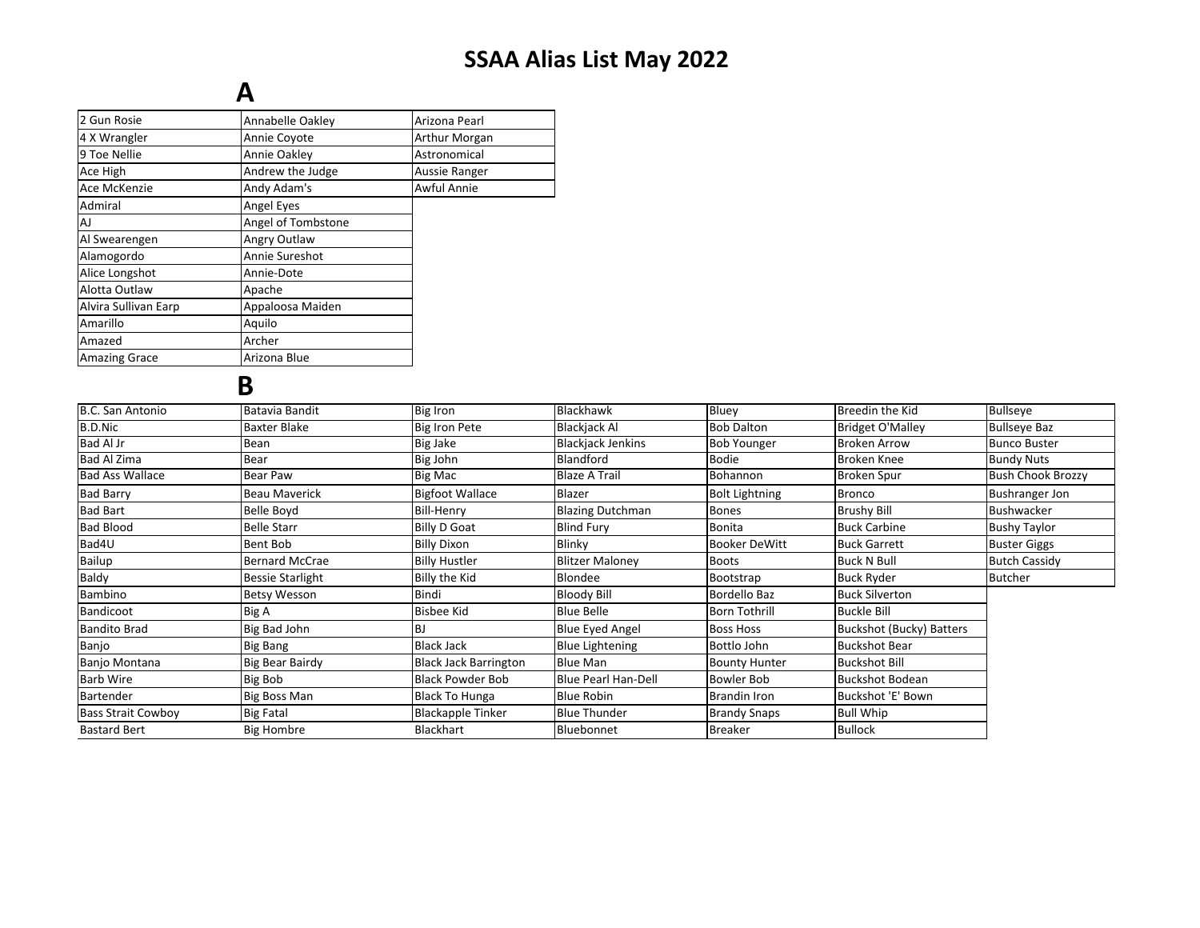# SSAA Alias List May 2022

## A

| | | |
|---|---|---|
| 2 Gun Rosie | Annabelle Oakley | Arizona Pearl |
| 4 X Wrangler | Annie Coyote | Arthur Morgan |
| 9 Toe Nellie | Annie Oakley | Astronomical |
| Ace High | Andrew the Judge | Aussie Ranger |
| Ace McKenzie | Andy Adam's | Awful Annie |
| Admiral | Angel Eyes | |
| AJ | Angel of Tombstone | |
| Al Swearengen | Angry Outlaw | |
| Alamogordo | Annie Sureshot | |
| Alice Longshot | Annie-Dote | |
| Alotta Outlaw | Apache | |
| Alvira Sullivan Earp | Appaloosa Maiden | |
| Amarillo | Aquilo | |
| Amazed | Archer | |
| Amazing Grace | Arizona Blue | |

## B

| | | | | | | |
|---|---|---|---|---|---|---|
| B.C. San Antonio | Batavia Bandit | Big Iron | Blackhawk | Bluey | Breedin the Kid | Bullseye |
| B.D.Nic | Baxter Blake | Big Iron Pete | Blackjack Al | Bob Dalton | Bridget O'Malley | Bullseye Baz |
| Bad Al Jr | Bean | Big Jake | Blackjack Jenkins | Bob Younger | Broken Arrow | Bunco Buster |
| Bad Al Zima | Bear | Big John | Blandford | Bodie | Broken Knee | Bundy Nuts |
| Bad Ass Wallace | Bear Paw | Big Mac | Blaze A Trail | Bohannon | Broken Spur | Bush Chook Brozzy |
| Bad Barry | Beau Maverick | Bigfoot Wallace | Blazer | Bolt Lightning | Bronco | Bushranger Jon |
| Bad Bart | Belle Boyd | Bill-Henry | Blazing Dutchman | Bones | Brushy Bill | Bushwacker |
| Bad Blood | Belle Starr | Billy D Goat | Blind Fury | Bonita | Buck Carbine | Bushy Taylor |
| Bad4U | Bent Bob | Billy Dixon | Blinky | Booker DeWitt | Buck Garrett | Buster Giggs |
| Bailup | Bernard McCrae | Billy Hustler | Blitzer Maloney | Boots | Buck N Bull | Butch Cassidy |
| Baldy | Bessie Starlight | Billy the Kid | Blondee | Bootstrap | Buck Ryder | Butcher |
| Bambino | Betsy Wesson | Bindi | Bloody Bill | Bordello Baz | Buck Silverton | |
| Bandicoot | Big A | Bisbee Kid | Blue Belle | Born Tothrill | Buckle Bill | |
| Bandito Brad | Big Bad John | BJ | Blue Eyed Angel | Boss Hoss | Buckshot (Bucky) Batters | |
| Banjo | Big Bang | Black Jack | Blue Lightening | Bottlo John | Buckshot Bear | |
| Banjo Montana | Big Bear Bairdy | Black Jack Barrington | Blue Man | Bounty Hunter | Buckshot Bill | |
| Barb Wire | Big Bob | Black Powder Bob | Blue Pearl Han-Dell | Bowler Bob | Buckshot Bodean | |
| Bartender | Big Boss Man | Black To Hunga | Blue Robin | Brandin Iron | Buckshot 'E' Bown | |
| Bass Strait Cowboy | Big Fatal | Blackapple Tinker | Blue Thunder | Brandy Snaps | Bull Whip | |
| Bastard Bert | Big Hombre | Blackhart | Bluebonnet | Breaker | Bullock | |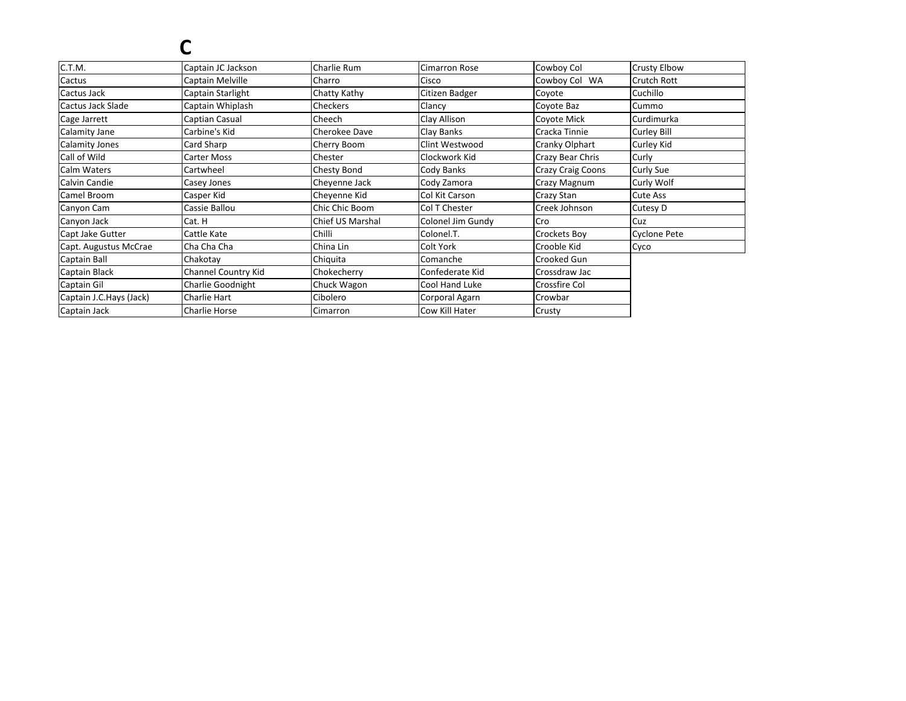# C

| | | | | | |
|---|---|---|---|---|---|
| C.T.M. | Captain JC Jackson | Charlie Rum | Cimarron Rose | Cowboy Col | Crusty Elbow |
| Cactus | Captain Melville | Charro | Cisco | Cowboy Col WA | Crutch Rott |
| Cactus Jack | Captain Starlight | Chatty Kathy | Citizen Badger | Coyote | Cuchillo |
| Cactus Jack Slade | Captain Whiplash | Checkers | Clancy | Coyote Baz | Cummo |
| Cage Jarrett | Captian Casual | Cheech | Clay Allison | Coyote Mick | Curdimurka |
| Calamity Jane | Carbine's Kid | Cherokee Dave | Clay Banks | Cracka Tinnie | Curley Bill |
| Calamity Jones | Card Sharp | Cherry Boom | Clint Westwood | Cranky Olphart | Curley Kid |
| Call of Wild | Carter Moss | Chester | Clockwork Kid | Crazy Bear Chris | Curly |
| Calm Waters | Cartwheel | Chesty Bond | Cody Banks | Crazy Craig Coons | Curly Sue |
| Calvin Candie | Casey Jones | Cheyenne Jack | Cody Zamora | Crazy Magnum | Curly Wolf |
| Camel Broom | Casper Kid | Cheyenne Kid | Col Kit Carson | Crazy Stan | Cute Ass |
| Canyon Cam | Cassie Ballou | Chic Chic Boom | Col T Chester | Creek Johnson | Cutesy D |
| Canyon Jack | Cat. H | Chief US Marshal | Colonel Jim Gundy | Cro | Cuz |
| Capt Jake Gutter | Cattle Kate | Chilli | Colonel.T. | Crockets Boy | Cyclone Pete |
| Capt. Augustus McCrae | Cha Cha Cha | China Lin | Colt York | Crooble Kid | Cyco |
| Captain Ball | Chakotay | Chiquita | Comanche | Crooked Gun | |
| Captain Black | Channel Country Kid | Chokecherry | Confederate Kid | Crossdraw Jac | |
| Captain Gil | Charlie Goodnight | Chuck Wagon | Cool Hand Luke | Crossfire Col | |
| Captain J.C.Hays (Jack) | Charlie Hart | Cibolero | Corporal Agarn | Crowbar | |
| Captain Jack | Charlie Horse | Cimarron | Cow Kill Hater | Crusty | |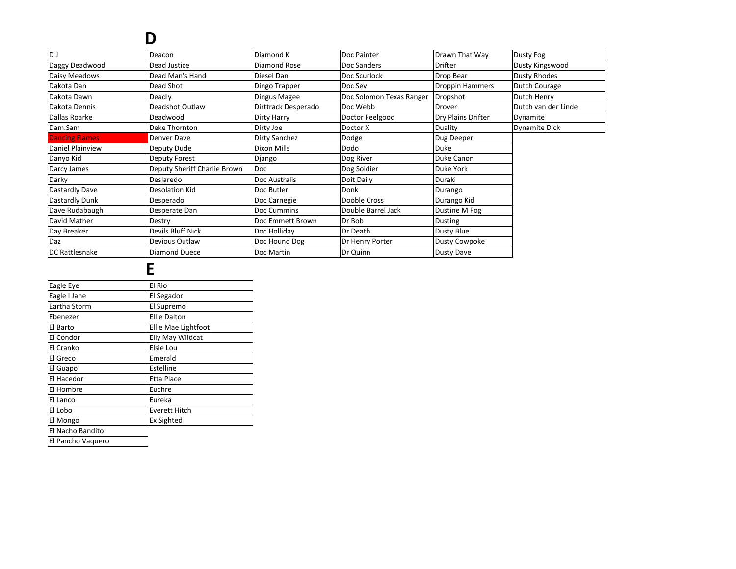# D

| | | | | | |
|---|---|---|---|---|---|
| D J | Deacon | Diamond K | Doc Painter | Drawn That Way | Dusty Fog |
| Daggy Deadwood | Dead Justice | Diamond Rose | Doc Sanders | Drifter | Dusty Kingswood |
| Daisy Meadows | Dead Man's Hand | Diesel Dan | Doc Scurlock | Drop Bear | Dusty Rhodes |
| Dakota Dan | Dead Shot | Dingo Trapper | Doc Sev | Droppin Hammers | Dutch Courage |
| Dakota Dawn | Deadly | Dingus Magee | Doc Solomon Texas Ranger | Dropshot | Dutch Henry |
| Dakota Dennis | Deadshot Outlaw | Dirttrack Desperado | Doc Webb | Drover | Dutch van der Linde |
| Dallas Roarke | Deadwood | Dirty Harry | Doctor Feelgood | Dry Plains Drifter | Dynamite |
| Dam.Sam | Deke Thornton | Dirty Joe | Doctor X | Duality | Dynamite Dick |
| Dancing Flames | Denver Dave | Dirty Sanchez | Dodge | Dug Deeper | |
| Daniel Plainview | Deputy Dude | Dixon Mills | Dodo | Duke | |
| Danyo Kid | Deputy Forest | Django | Dog River | Duke Canon | |
| Darcy James | Deputy Sheriff Charlie Brown | Doc | Dog Soldier | Duke York | |
| Darky | Deslaredo | Doc Australis | Doit Daily | Duraki | |
| Dastardly Dave | Desolation Kid | Doc Butler | Donk | Durango | |
| Dastardly Dunk | Desperado | Doc Carnegie | Dooble Cross | Durango Kid | |
| Dave Rudabaugh | Desperate Dan | Doc Cummins | Double Barrel Jack | Dustine M Fog | |
| David Mather | Destry | Doc Emmett Brown | Dr Bob | Dusting | |
| Day Breaker | Devils Bluff Nick | Doc Holliday | Dr Death | Dusty Blue | |
| Daz | Devious Outlaw | Doc Hound Dog | Dr Henry Porter | Dusty Cowpoke | |
| DC Rattlesnake | Diamond Duece | Doc Martin | Dr Quinn | Dusty Dave | |

# E

| | |
|---|---|
| Eagle Eye | El Rio |
| Eagle I Jane | El Segador |
| Eartha Storm | El Supremo |
| Ebenezer | Ellie Dalton |
| El Barto | Ellie Mae Lightfoot |
| El Condor | Elly May Wildcat |
| El Cranko | Elsie Lou |
| El Greco | Emerald |
| El Guapo | Estelline |
| El Hacedor | Etta Place |
| El Hombre | Euchre |
| El Lanco | Eureka |
| El Lobo | Everett Hitch |
| El Mongo | Ex Sighted |
| El Nacho Bandito | |
| El Pancho Vaquero | |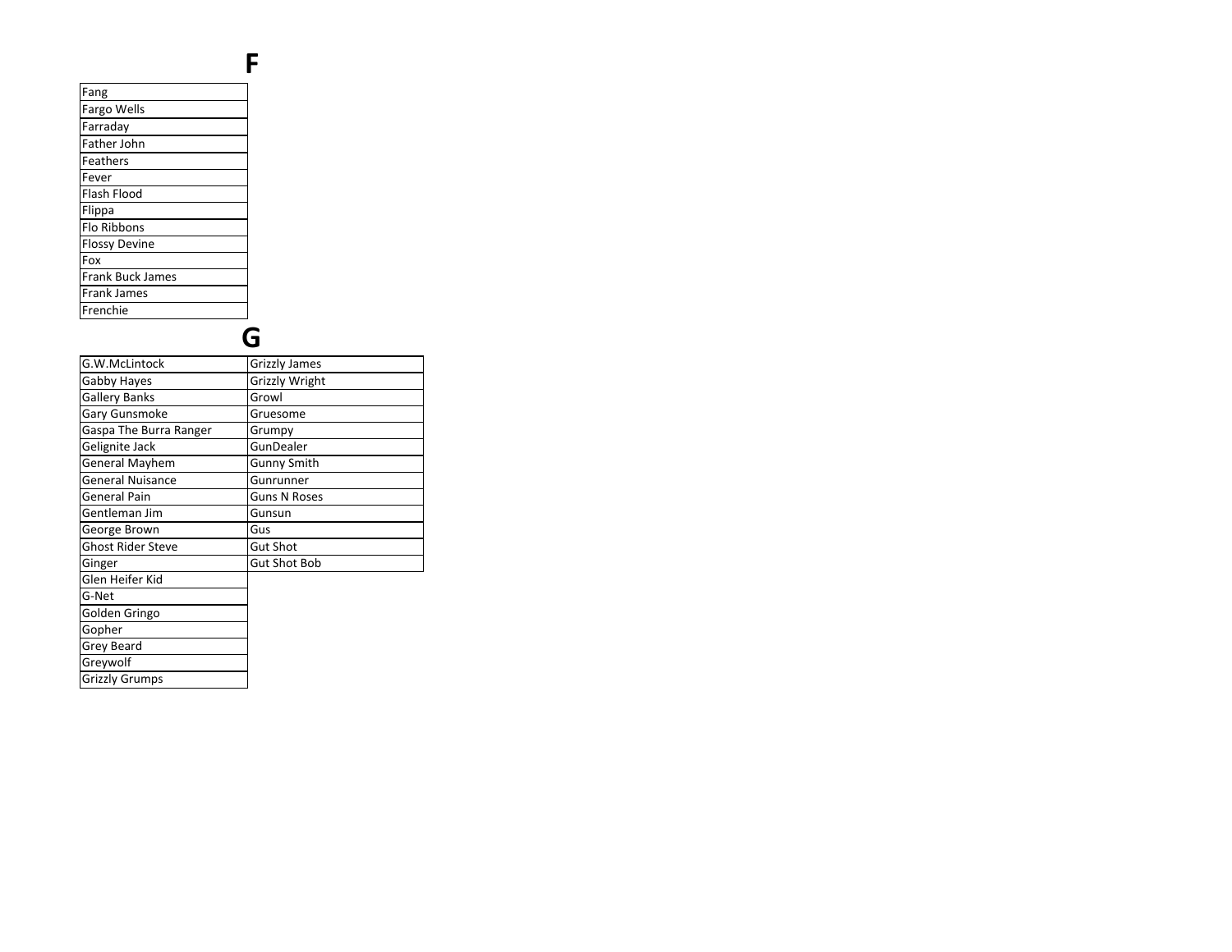# F

| Fang |
|---|
| Fargo Wells |
| Farraday |
| Father John |
| Feathers |
| Fever |
| Flash Flood |
| Flippa |
| Flo Ribbons |
| Flossy Devine |
| Fox |
| Frank Buck James |
| Frank James |
| Frenchie |

# G

| G.W.McLintock | Grizzly James |
|---|---|
| Gabby Hayes | Grizzly Wright |
| Gallery Banks | Growl |
| Gary Gunsmoke | Gruesome |
| Gaspa The Burra Ranger | Grumpy |
| Gelignite Jack | GunDealer |
| General Mayhem | Gunny Smith |
| General Nuisance | Gunrunner |
| General Pain | Guns N Roses |
| Gentleman Jim | Gunsun |
| George Brown | Gus |
| Ghost Rider Steve | Gut Shot |
| Ginger | Gut Shot Bob |
| Glen Heifer Kid | |
| G-Net | |
| Golden Gringo | |
| Gopher | |
| Grey Beard | |
| Greywolf | |
| Grizzly Grumps | |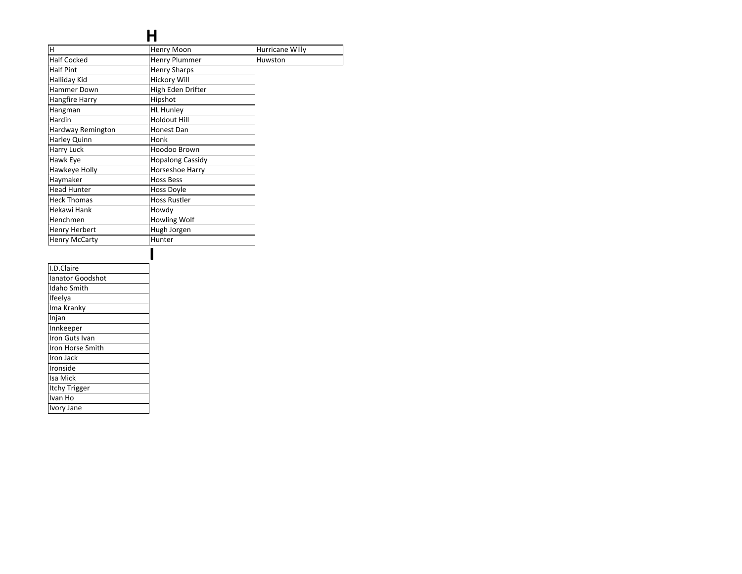# H

| | | |
|---|---|---|
| H | Henry Moon | Hurricane Willy |
| Half Cocked | Henry Plummer | Huwston |
| Half Pint | Henry Sharps | |
| Halliday Kid | Hickory Will | |
| Hammer Down | High Eden Drifter | |
| Hangfire Harry | Hipshot | |
| Hangman | HL Hunley | |
| Hardin | Holdout Hill | |
| Hardway Remington | Honest Dan | |
| Harley Quinn | Honk | |
| Harry Luck | Hoodoo Brown | |
| Hawk Eye | Hopalong Cassidy | |
| Hawkeye Holly | Horseshoe Harry | |
| Haymaker | Hoss Bess | |
| Head Hunter | Hoss Doyle | |
| Heck Thomas | Hoss Rustler | |
| Hekawi Hank | Howdy | |
| Henchmen | Howling Wolf | |
| Henry Herbert | Hugh Jorgen | |
| Henry McCarty | Hunter | |

# I

| |
|---|
| I.D.Claire |
| Ianator Goodshot |
| Idaho Smith |
| Ifeelya |
| Ima Kranky |
| Injan |
| Innkeeper |
| Iron Guts Ivan |
| Iron Horse Smith |
| Iron Jack |
| Ironside |
| Isa Mick |
| Itchy Trigger |
| Ivan Ho |
| Ivory Jane |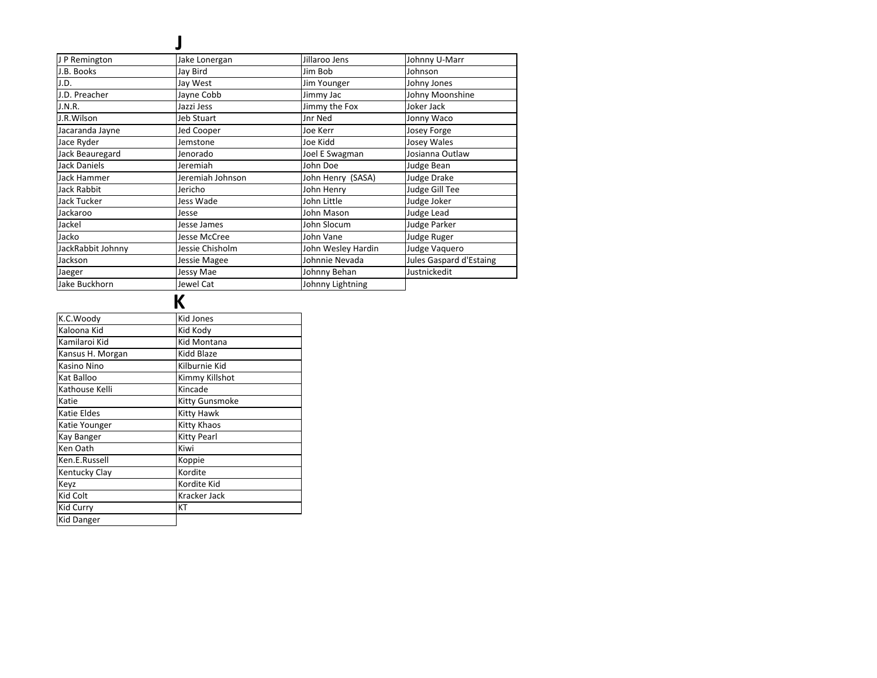# J

| | | | |
|---|---|---|---|
| J P Remington | Jake Lonergan | Jillaroo Jens | Johnny U-Marr |
| J.B. Books | Jay Bird | Jim Bob | Johnson |
| J.D. | Jay West | Jim Younger | Johny Jones |
| J.D. Preacher | Jayne Cobb | Jimmy Jac | Johny Moonshine |
| J.N.R. | Jazzi Jess | Jimmy the Fox | Joker Jack |
| J.R.Wilson | Jeb Stuart | Jnr Ned | Jonny Waco |
| Jacaranda Jayne | Jed Cooper | Joe Kerr | Josey Forge |
| Jace Ryder | Jemstone | Joe Kidd | Josey Wales |
| Jack Beauregard | Jenorado | Joel E Swagman | Josianna Outlaw |
| Jack Daniels | Jeremiah | John Doe | Judge Bean |
| Jack Hammer | Jeremiah Johnson | John Henry (SASA) | Judge Drake |
| Jack Rabbit | Jericho | John Henry | Judge Gill Tee |
| Jack Tucker | Jess Wade | John Little | Judge Joker |
| Jackaroo | Jesse | John Mason | Judge Lead |
| Jackel | Jesse James | John Slocum | Judge Parker |
| Jacko | Jesse McCree | John Vane | Judge Ruger |
| JackRabbit Johnny | Jessie Chisholm | John Wesley Hardin | Judge Vaquero |
| Jackson | Jessie Magee | Johnnie Nevada | Jules Gaspard d'Estaing |
| Jaeger | Jessy Mae | Johnny Behan | Justnickedit |
| Jake Buckhorn | Jewel Cat | Johnny Lightning | |

# K

| | |
|---|---|
| K.C.Woody | Kid Jones |
| Kaloona Kid | Kid Kody |
| Kamilaroi Kid | Kid Montana |
| Kansus H. Morgan | Kidd Blaze |
| Kasino Nino | Kilburnie Kid |
| Kat Balloo | Kimmy Killshot |
| Kathouse Kelli | Kincade |
| Katie | Kitty Gunsmoke |
| Katie Eldes | Kitty Hawk |
| Katie Younger | Kitty Khaos |
| Kay Banger | Kitty Pearl |
| Ken Oath | Kiwi |
| Ken.E.Russell | Koppie |
| Kentucky Clay | Kordite |
| Keyz | Kordite Kid |
| Kid Colt | Kracker Jack |
| Kid Curry | KT |
| Kid Danger | |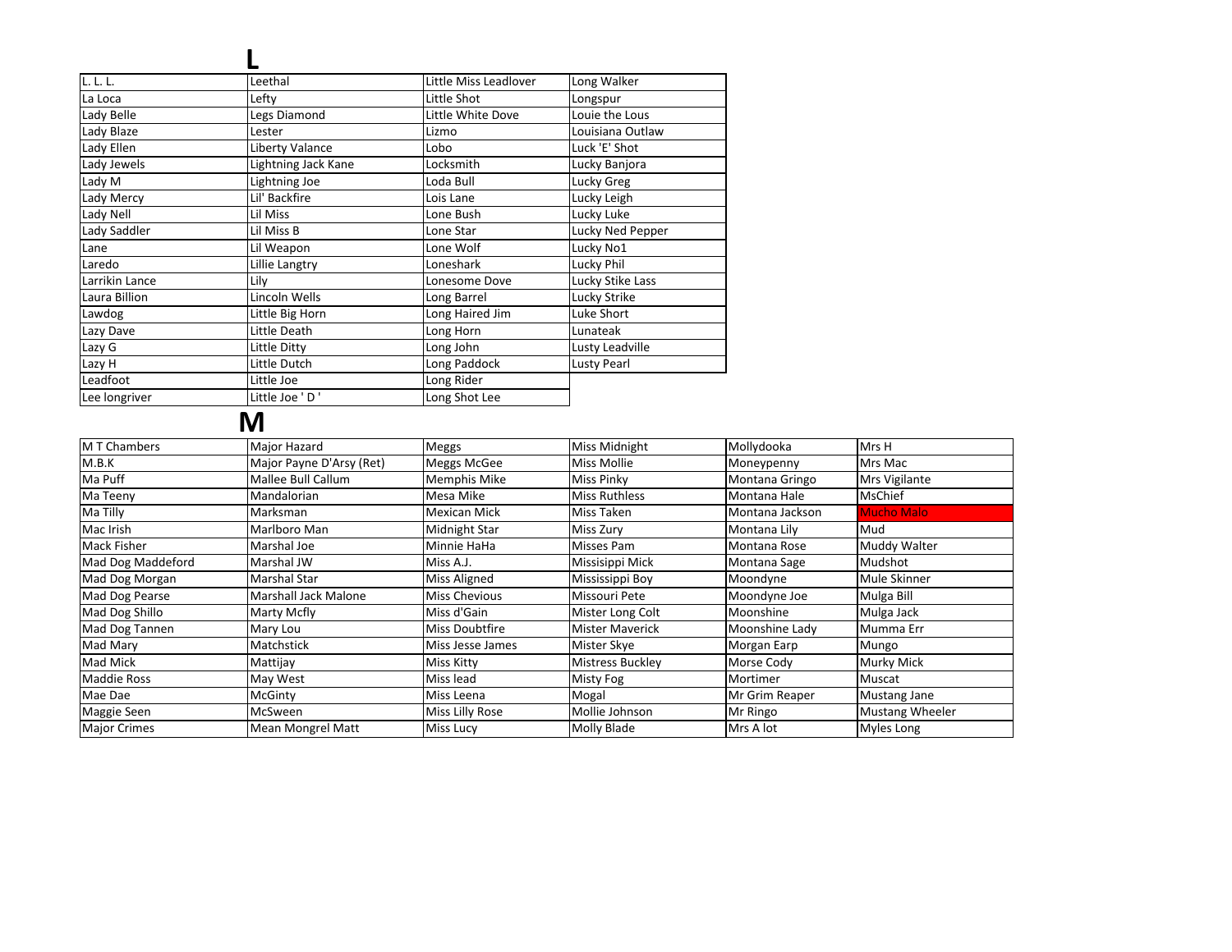# L

| | | | |
|---|---|---|---|
| L. L. L. | Leethal | Little Miss Leadlover | Long Walker |
| La Loca | Lefty | Little Shot | Longspur |
| Lady Belle | Legs Diamond | Little White Dove | Louie the Lous |
| Lady Blaze | Lester | Lizmo | Louisiana Outlaw |
| Lady Ellen | Liberty Valance | Lobo | Luck 'E' Shot |
| Lady Jewels | Lightning Jack Kane | Locksmith | Lucky Banjora |
| Lady M | Lightning Joe | Loda Bull | Lucky Greg |
| Lady Mercy | Lil' Backfire | Lois Lane | Lucky Leigh |
| Lady Nell | Lil Miss | Lone Bush | Lucky Luke |
| Lady Saddler | Lil Miss B | Lone Star | Lucky Ned Pepper |
| Lane | Lil Weapon | Lone Wolf | Lucky No1 |
| Laredo | Lillie Langtry | Loneshark | Lucky Phil |
| Larrikin Lance | Lily | Lonesome Dove | Lucky Stike Lass |
| Laura Billion | Lincoln Wells | Long Barrel | Lucky Strike |
| Lawdog | Little Big Horn | Long Haired Jim | Luke Short |
| Lazy Dave | Little Death | Long Horn | Lunateak |
| Lazy G | Little Ditty | Long John | Lusty Leadville |
| Lazy H | Little Dutch | Long Paddock | Lusty Pearl |
| Leadfoot | Little Joe | Long Rider | |
| Lee longriver | Little Joe ' D ' | Long Shot Lee | |

# M

| | | | | | |
|---|---|---|---|---|---|
| M T Chambers | Major Hazard | Meggs | Miss Midnight | Mollydooka | Mrs H |
| M.B.K | Major Payne D'Arsy (Ret) | Meggs McGee | Miss Mollie | Moneypenny | Mrs Mac |
| Ma Puff | Mallee Bull Callum | Memphis Mike | Miss Pinky | Montana Gringo | Mrs Vigilante |
| Ma Teeny | Mandalorian | Mesa Mike | Miss Ruthless | Montana Hale | MsChief |
| Ma Tilly | Marksman | Mexican Mick | Miss Taken | Montana Jackson | Mucho Malo |
| Mac Irish | Marlboro Man | Midnight Star | Miss Zury | Montana Lily | Mud |
| Mack Fisher | Marshal Joe | Minnie HaHa | Misses Pam | Montana Rose | Muddy Walter |
| Mad Dog Maddeford | Marshal JW | Miss A.J. | Missisipi Mick | Montana Sage | Mudshot |
| Mad Dog Morgan | Marshal Star | Miss Aligned | Mississippi Boy | Moondyne | Mule Skinner |
| Mad Dog Pearse | Marshall Jack Malone | Miss Chevious | Missouri Pete | Moondyne Joe | Mulga Bill |
| Mad Dog Shillo | Marty Mcfly | Miss d'Gain | Mister Long Colt | Moonshine | Mulga Jack |
| Mad Dog Tannen | Mary Lou | Miss Doubtfire | Mister Maverick | Moonshine Lady | Mumma Err |
| Mad Mary | Matchstick | Miss Jesse James | Mister Skye | Morgan Earp | Mungo |
| Mad Mick | Mattijay | Miss Kitty | Mistress Buckley | Morse Cody | Murky Mick |
| Maddie Ross | May West | Miss lead | Misty Fog | Mortimer | Muscat |
| Mae Dae | McGinty | Miss Leena | Mogal | Mr Grim Reaper | Mustang Jane |
| Maggie Seen | McSween | Miss Lilly Rose | Mollie Johnson | Mr Ringo | Mustang Wheeler |
| Major Crimes | Mean Mongrel Matt | Miss Lucy | Molly Blade | Mrs A lot | Myles Long |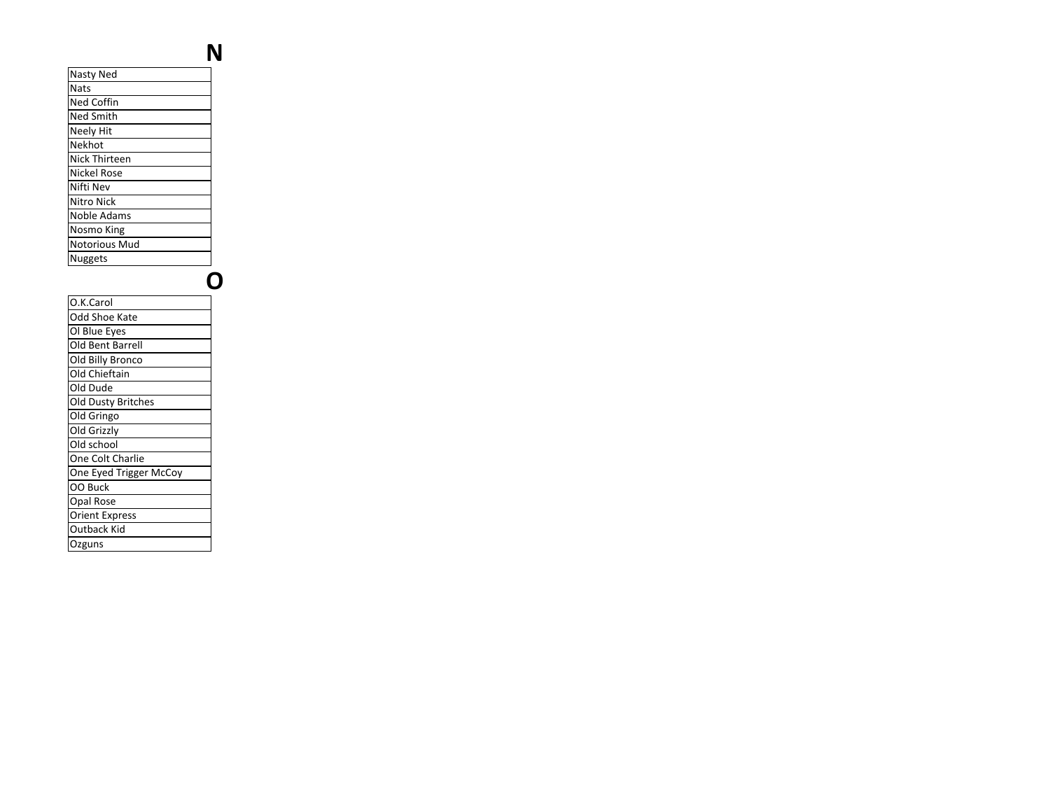# N

| Nasty Ned |
|---|
| Nats |
| Ned Coffin |
| Ned Smith |
| Neely Hit |
| Nekhot |
| Nick Thirteen |
| Nickel Rose |
| Nifti Nev |
| Nitro Nick |
| Noble Adams |
| Nosmo King |
| Notorious Mud |
| Nuggets |

# O

| O.K.Carol |
|---|
| Odd Shoe Kate |
| Ol Blue Eyes |
| Old Bent Barrell |
| Old Billy Bronco |
| Old Chieftain |
| Old Dude |
| Old Dusty Britches |
| Old Gringo |
| Old Grizzly |
| Old school |
| One Colt Charlie |
| One Eyed Trigger McCoy |
| OO Buck |
| Opal Rose |
| Orient Express |
| Outback Kid |
| Ozguns |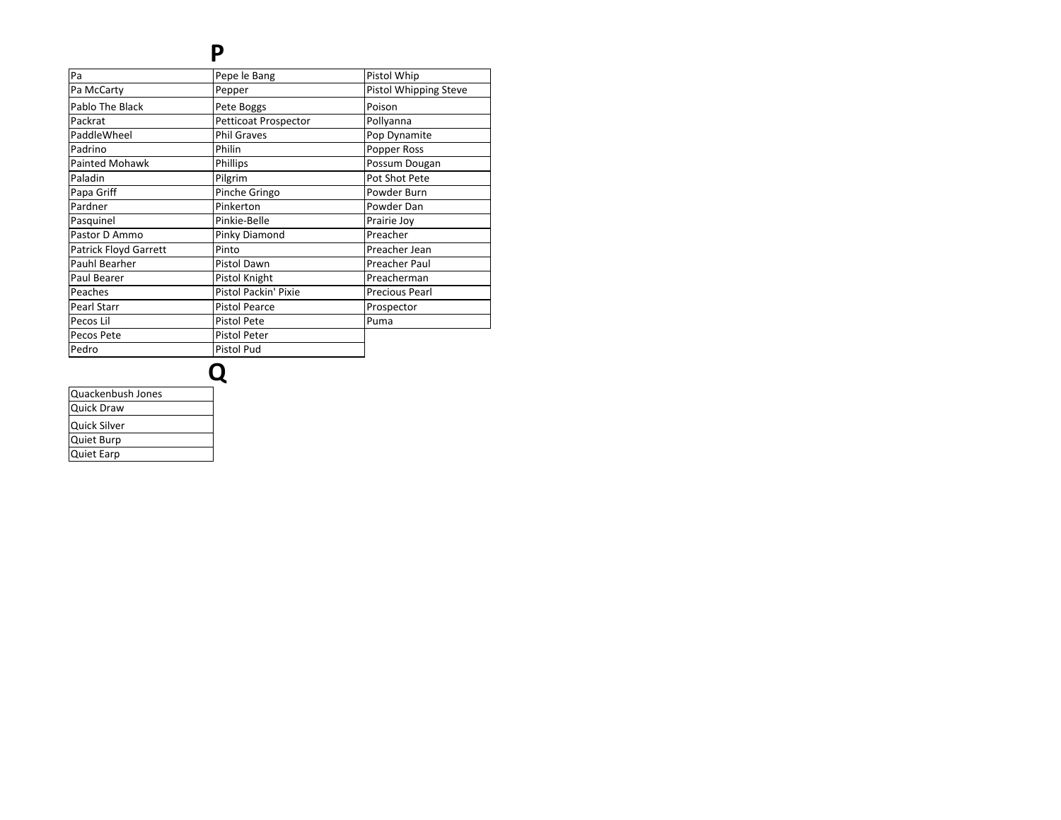# P

| | | |
|---|---|---|
| Pa | Pepe le Bang | Pistol Whip |
| Pa McCarty | Pepper | Pistol Whipping Steve |
| Pablo The Black | Pete Boggs | Poison |
| Packrat | Petticoat Prospector | Pollyanna |
| PaddleWheel | Phil Graves | Pop Dynamite |
| Padrino | Philin | Popper Ross |
| Painted Mohawk | Phillips | Possum Dougan |
| Paladin | Pilgrim | Pot Shot Pete |
| Papa Griff | Pinche Gringo | Powder Burn |
| Pardner | Pinkerton | Powder Dan |
| Pasquinel | Pinkie-Belle | Prairie Joy |
| Pastor D Ammo | Pinky Diamond | Preacher |
| Patrick Floyd Garrett | Pinto | Preacher Jean |
| Pauhl Bearher | Pistol Dawn | Preacher Paul |
| Paul Bearer | Pistol Knight | Preacherman |
| Peaches | Pistol Packin' Pixie | Precious Pearl |
| Pearl Starr | Pistol Pearce | Prospector |
| Pecos Lil | Pistol Pete | Puma |
| Pecos Pete | Pistol Peter | |
| Pedro | Pistol Pud | |

# Q

| |
|---|
| Quackenbush Jones |
| Quick Draw |
| Quick Silver |
| Quiet Burp |
| Quiet Earp |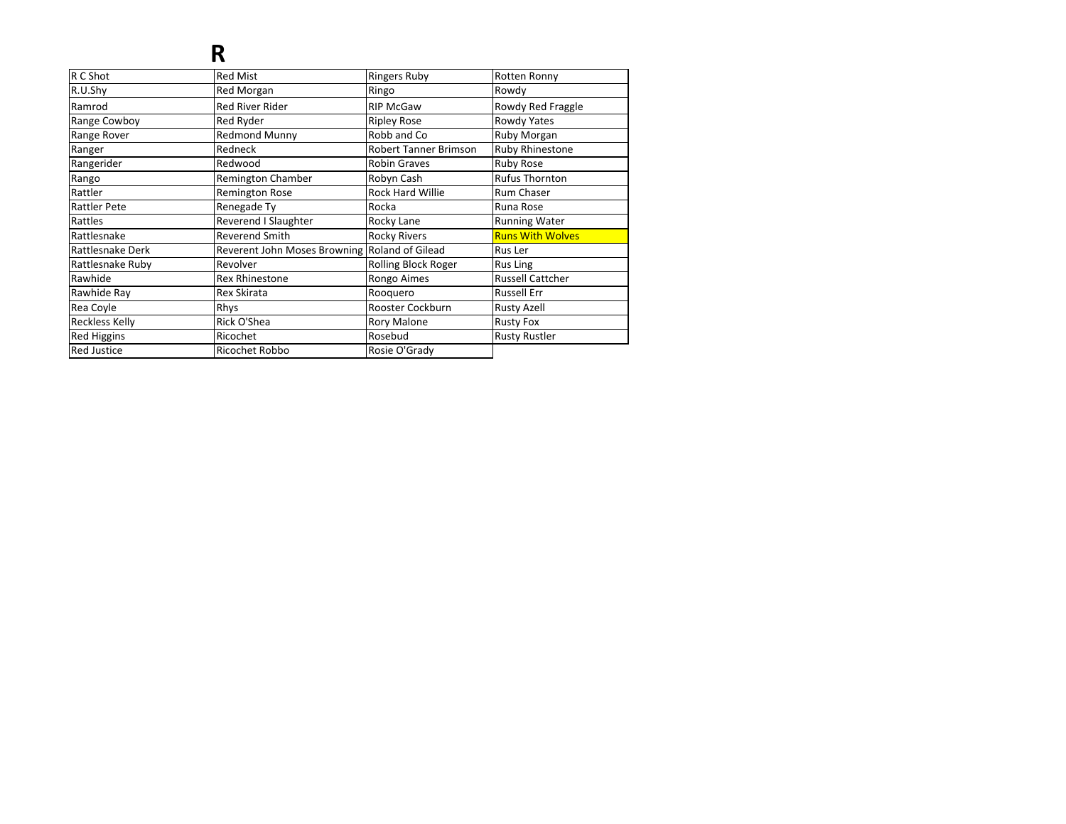# R

| R C Shot | Red Mist | Ringers Ruby | Rotten Ronny |
|---|---|---|---|
| R.U.Shy | Red Morgan | Ringo | Rowdy |
| Ramrod | Red River Rider | RIP McGaw | Rowdy Red Fraggle |
| Range Cowboy | Red Ryder | Ripley Rose | Rowdy Yates |
| Range Rover | Redmond Munny | Robb and Co | Ruby Morgan |
| Ranger | Redneck | Robert Tanner Brimson | Ruby Rhinestone |
| Rangerider | Redwood | Robin Graves | Ruby Rose |
| Rango | Remington Chamber | Robyn Cash | Rufus Thornton |
| Rattler | Remington Rose | Rock Hard Willie | Rum Chaser |
| Rattler Pete | Renegade Ty | Rocka | Runa Rose |
| Rattles | Reverend I Slaughter | Rocky Lane | Running Water |
| Rattlesnake | Reverend Smith | Rocky Rivers | Runs With Wolves |
| Rattlesnake Derk | Reverent John Moses Browning | Roland of Gilead | Rus Ler |
| Rattlesnake Ruby | Revolver | Rolling Block Roger | Rus Ling |
| Rawhide | Rex Rhinestone | Rongo Aimes | Russell Cattcher |
| Rawhide Ray | Rex Skirata | Rooquero | Russell Err |
| Rea Coyle | Rhys | Rooster Cockburn | Rusty Azell |
| Reckless Kelly | Rick O'Shea | Rory Malone | Rusty Fox |
| Red Higgins | Ricochet | Rosebud | Rusty Rustler |
| Red Justice | Ricochet Robbo | Rosie O'Grady | |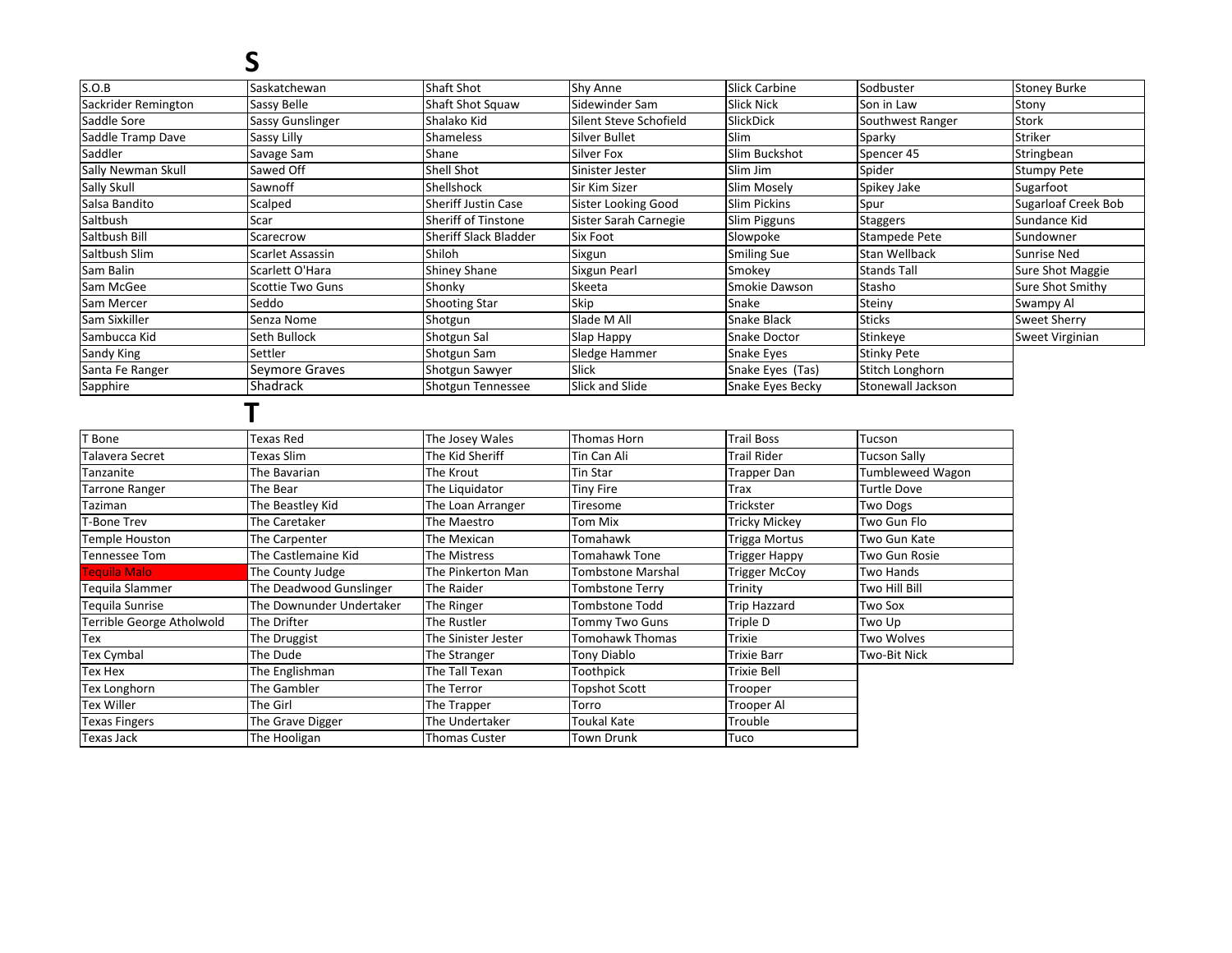# S

| | | | | | | |
|---|---|---|---|---|---|---|
| S.O.B | Saskatchewan | Shaft Shot | Shy Anne | Slick Carbine | Sodbuster | Stoney Burke |
| Sackrider Remington | Sassy Belle | Shaft Shot Squaw | Sidewinder Sam | Slick Nick | Son in Law | Stony |
| Saddle Sore | Sassy Gunslinger | Shalako Kid | Silent Steve Schofield | SlickDick | Southwest Ranger | Stork |
| Saddle Tramp Dave | Sassy Lilly | Shameless | Silver Bullet | Slim | Sparky | Striker |
| Saddler | Savage Sam | Shane | Silver Fox | Slim Buckshot | Spencer 45 | Stringbean |
| Sally Newman Skull | Sawed Off | Shell Shot | Sinister Jester | Slim Jim | Spider | Stumpy Pete |
| Sally Skull | Sawnoff | Shellshock | Sir Kim Sizer | Slim Mosely | Spikey Jake | Sugarfoot |
| Salsa Bandito | Scalped | Sheriff Justin Case | Sister Looking Good | Slim Pickins | Spur | Sugarloaf Creek Bob |
| Saltbush | Scar | Sheriff of Tinstone | Sister Sarah Carnegie | Slim Pigguns | Staggers | Sundance Kid |
| Saltbush Bill | Scarecrow | Sheriff Slack Bladder | Six Foot | Slowpoke | Stampede Pete | Sundowner |
| Saltbush Slim | Scarlet Assassin | Shiloh | Sixgun | Smiling Sue | Stan Wellback | Sunrise Ned |
| Sam Balin | Scarlett O'Hara | Shiney Shane | Sixgun Pearl | Smokey | Stands Tall | Sure Shot Maggie |
| Sam McGee | Scottie Two Guns | Shonky | Skeeta | Smokie Dawson | Stasho | Sure Shot Smithy |
| Sam Mercer | Seddo | Shooting Star | Skip | Snake | Steiny | Swampy Al |
| Sam Sixkiller | Senza Nome | Shotgun | Slade M All | Snake Black | Sticks | Sweet Sherry |
| Sambucca Kid | Seth Bullock | Shotgun Sal | Slap Happy | Snake Doctor | Stinkeye | Sweet Virginian |
| Sandy King | Settler | Shotgun Sam | Sledge Hammer | Snake Eyes | Stinky Pete | |
| Santa Fe Ranger | Seymore Graves | Shotgun Sawyer | Slick | Snake Eyes (Tas) | Stitch Longhorn | |
| Sapphire | Shadrack | Shotgun Tennessee | Slick and Slide | Snake Eyes Becky | Stonewall Jackson | |

# T

| | | | | | |
|---|---|---|---|---|---|
| T Bone | Texas Red | The Josey Wales | Thomas Horn | Trail Boss | Tucson |
| Talavera Secret | Texas Slim | The Kid Sheriff | Tin Can Ali | Trail Rider | Tucson Sally |
| Tanzanite | The Bavarian | The Krout | Tin Star | Trapper Dan | Tumbleweed Wagon |
| Tarrone Ranger | The Bear | The Liquidator | Tiny Fire | Trax | Turtle Dove |
| Taziman | The Beastley Kid | The Loan Arranger | Tiresome | Trickster | Two Dogs |
| T-Bone Trev | The Caretaker | The Maestro | Tom Mix | Tricky Mickey | Two Gun Flo |
| Temple Houston | The Carpenter | The Mexican | Tomahawk | Trigga Mortus | Two Gun Kate |
| Tennessee Tom | The Castlemaine Kid | The Mistress | Tomahawk Tone | Trigger Happy | Two Gun Rosie |
| Tequila Malo | The County Judge | The Pinkerton Man | Tombstone Marshal | Trigger McCoy | Two Hands |
| Tequila Slammer | The Deadwood Gunslinger | The Raider | Tombstone Terry | Trinity | Two Hill Bill |
| Tequila Sunrise | The Downunder Undertaker | The Ringer | Tombstone Todd | Trip Hazzard | Two Sox |
| Terrible George Atholwold | The Drifter | The Rustler | Tommy Two Guns | Triple D | Two Up |
| Tex | The Druggist | The Sinister Jester | Tomohawk Thomas | Trixie | Two Wolves |
| Tex Cymbal | The Dude | The Stranger | Tony Diablo | Trixie Barr | Two-Bit Nick |
| Tex Hex | The Englishman | The Tall Texan | Toothpick | Trixie Bell | |
| Tex Longhorn | The Gambler | The Terror | Topshot Scott | Trooper | |
| Tex Willer | The Girl | The Trapper | Torro | Trooper Al | |
| Texas Fingers | The Grave Digger | The Undertaker | Toukal Kate | Trouble | |
| Texas Jack | The Hooligan | Thomas Custer | Town Drunk | Tuco | |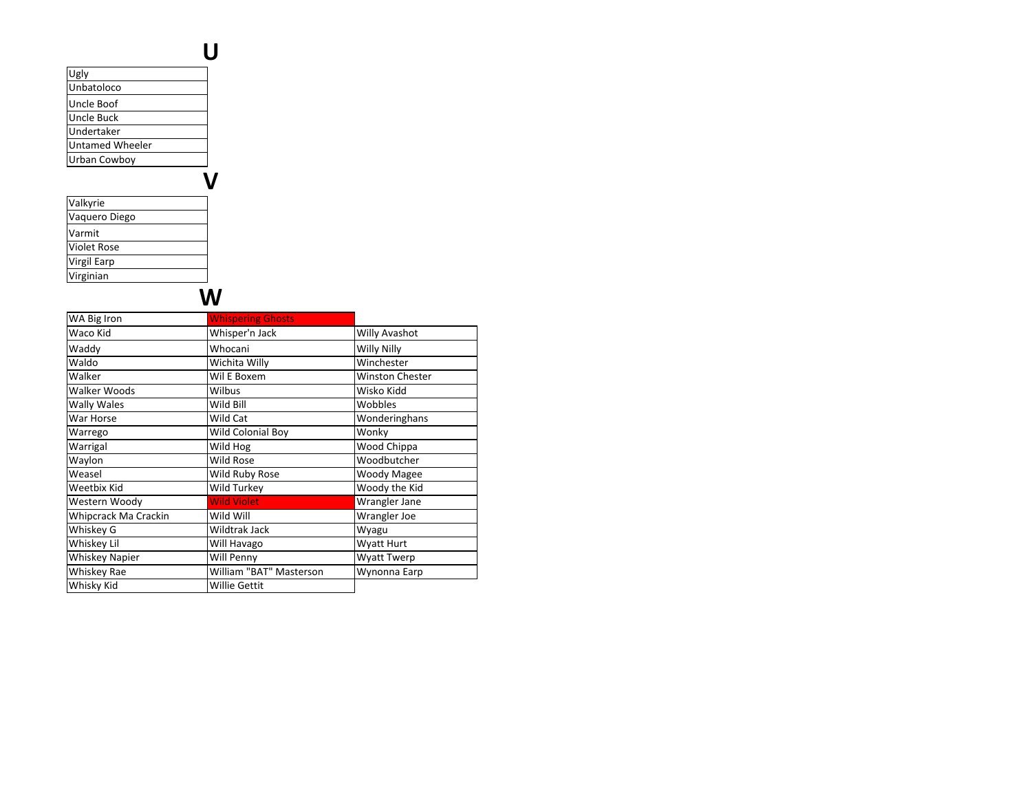# U

| |
|---|
| Ugly |
| Unbatoloco |
| Uncle Boof |
| Uncle Buck |
| Undertaker |
| Untamed Wheeler |
| Urban Cowboy |

# V

| |
|---|
| Valkyrie |
| Vaquero Diego |
| Varmit |
| Violet Rose |
| Virgil Earp |
| Virginian |

# W

| | | |
|---|---|---|
| WA Big Iron | Whispering Ghosts | |
| Waco Kid | Whisper'n Jack | Willy Avashot |
| Waddy | Whocani | Willy Nilly |
| Waldo | Wichita Willy | Winchester |
| Walker | Wil E Boxem | Winston Chester |
| Walker Woods | Wilbus | Wisko Kidd |
| Wally Wales | Wild Bill | Wobbles |
| War Horse | Wild Cat | Wonderinghans |
| Warrego | Wild Colonial Boy | Wonky |
| Warrigal | Wild Hog | Wood Chippa |
| Waylon | Wild Rose | Woodbutcher |
| Weasel | Wild Ruby Rose | Woody Magee |
| Weetbix Kid | Wild Turkey | Woody the Kid |
| Western Woody | Wild Violet | Wrangler Jane |
| Whipcrack Ma Crackin | Wild Will | Wrangler Joe |
| Whiskey G | Wildtrak Jack | Wyagu |
| Whiskey Lil | Will Havago | Wyatt Hurt |
| Whiskey Napier | Will Penny | Wyatt Twerp |
| Whiskey Rae | William "BAT" Masterson | Wynonna Earp |
| Whisky Kid | Willie Gettit | |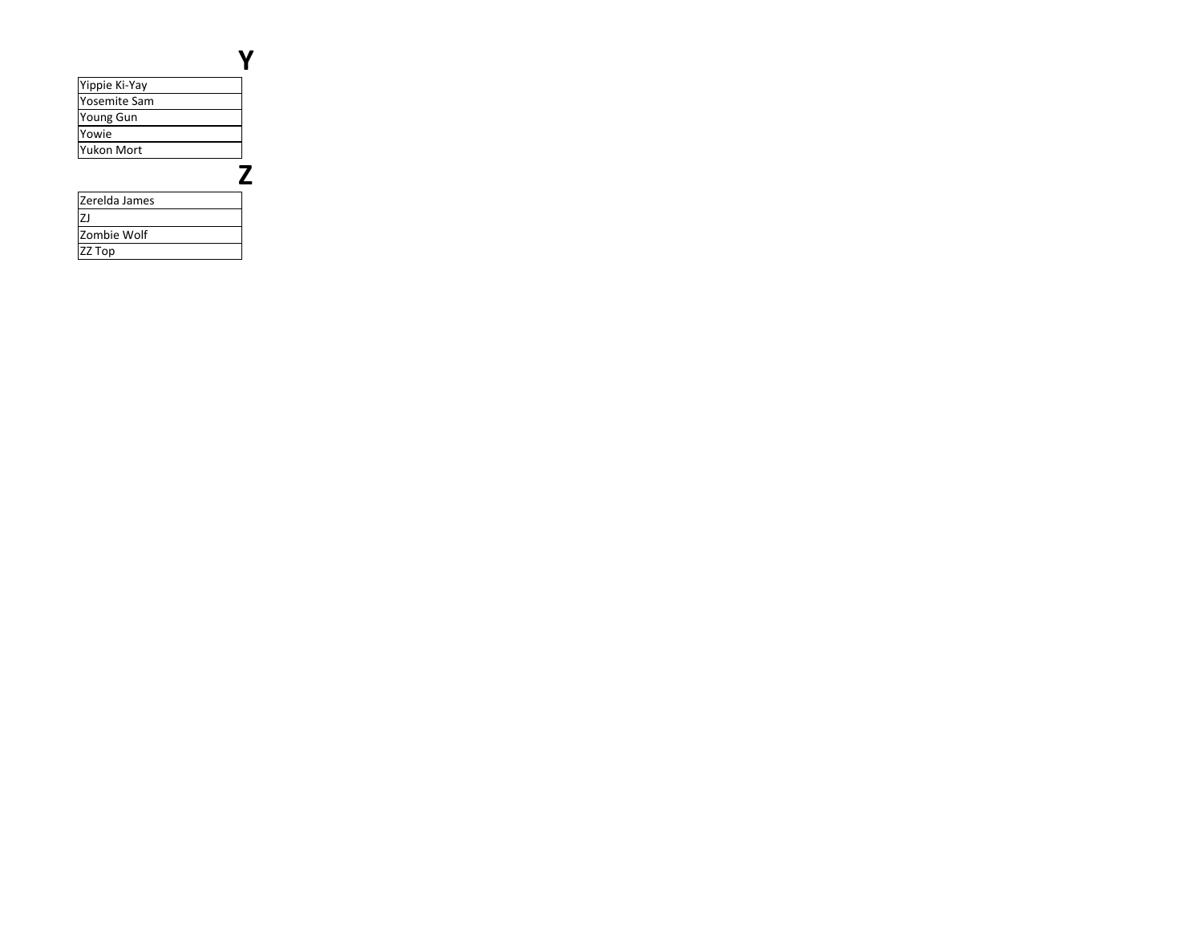# Y

| |
|---|
| Yippie Ki-Yay |
| Yosemite Sam |
| Young Gun |
| Yowie |
| Yukon Mort |

# Z

| |
|---|
| Zerelda James |
| ZJ |
| Zombie Wolf |
| ZZ Top |